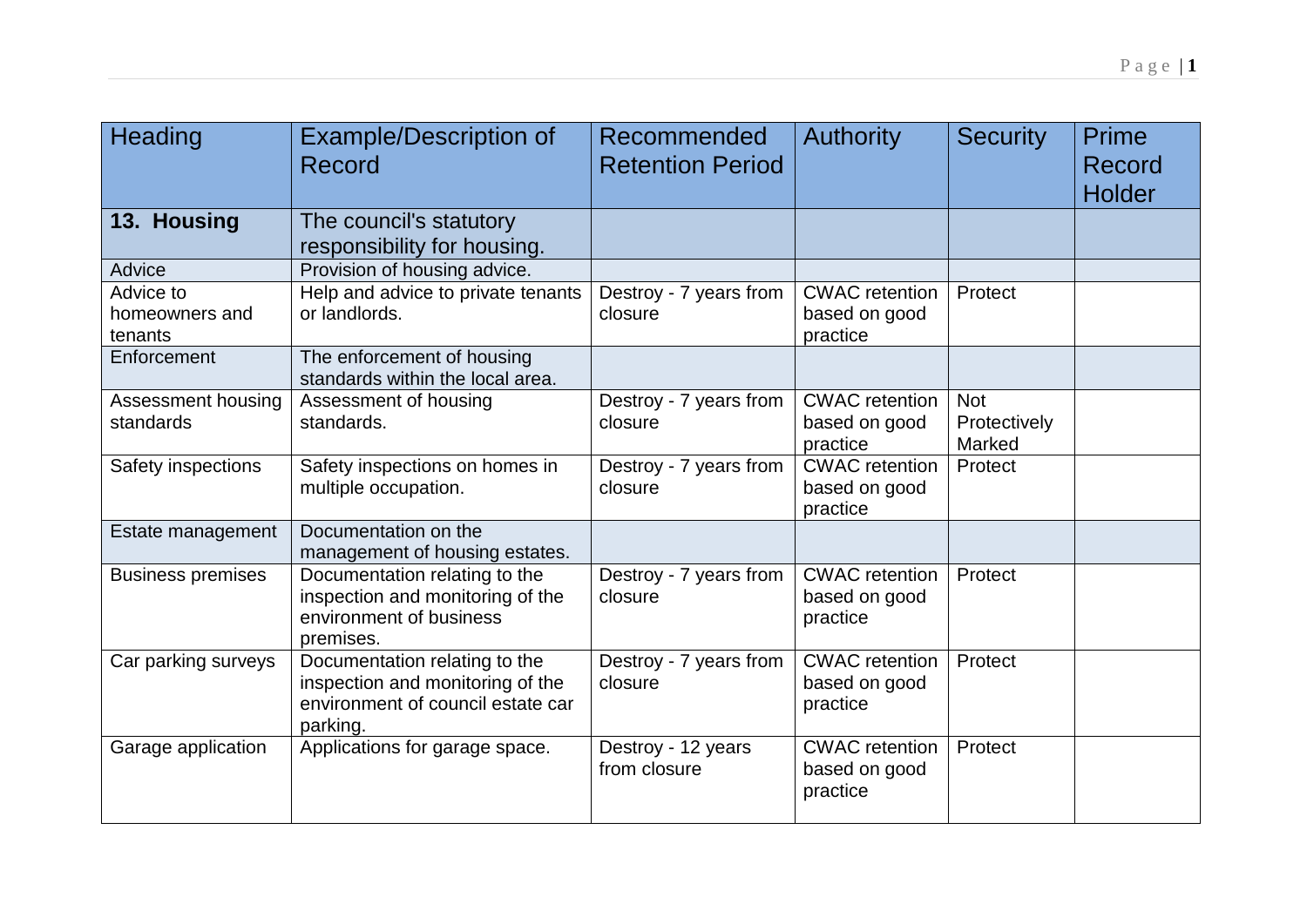| Heading | Example/Description of Record | Recommended Retention Period | Authority | Security | Prime Record Holder |
|---|---|---|---|---|---|
| **13. Housing** | The council's statutory responsibility for housing. | | | | |
| Advice | Provision of housing advice. | | | | |
| Advice to homeowners and tenants | Help and advice to private tenants or landlords. | Destroy - 7 years from closure | CWAC retention based on good practice | Protect | |
| Enforcement | The enforcement of housing standards within the local area. | | | | |
| Assessment housing standards | Assessment of housing standards. | Destroy - 7 years from closure | CWAC retention based on good practice | Not Protectively Marked | |
| Safety inspections | Safety inspections on homes in multiple occupation. | Destroy - 7 years from closure | CWAC retention based on good practice | Protect | |
| Estate management | Documentation on the management of housing estates. | | | | |
| Business premises | Documentation relating to the inspection and monitoring of the environment of business premises. | Destroy - 7 years from closure | CWAC retention based on good practice | Protect | |
| Car parking surveys | Documentation relating to the inspection and monitoring of the environment of council estate car parking. | Destroy - 7 years from closure | CWAC retention based on good practice | Protect | |
| Garage application | Applications for garage space. | Destroy - 12 years from closure | CWAC retention based on good practice | Protect | |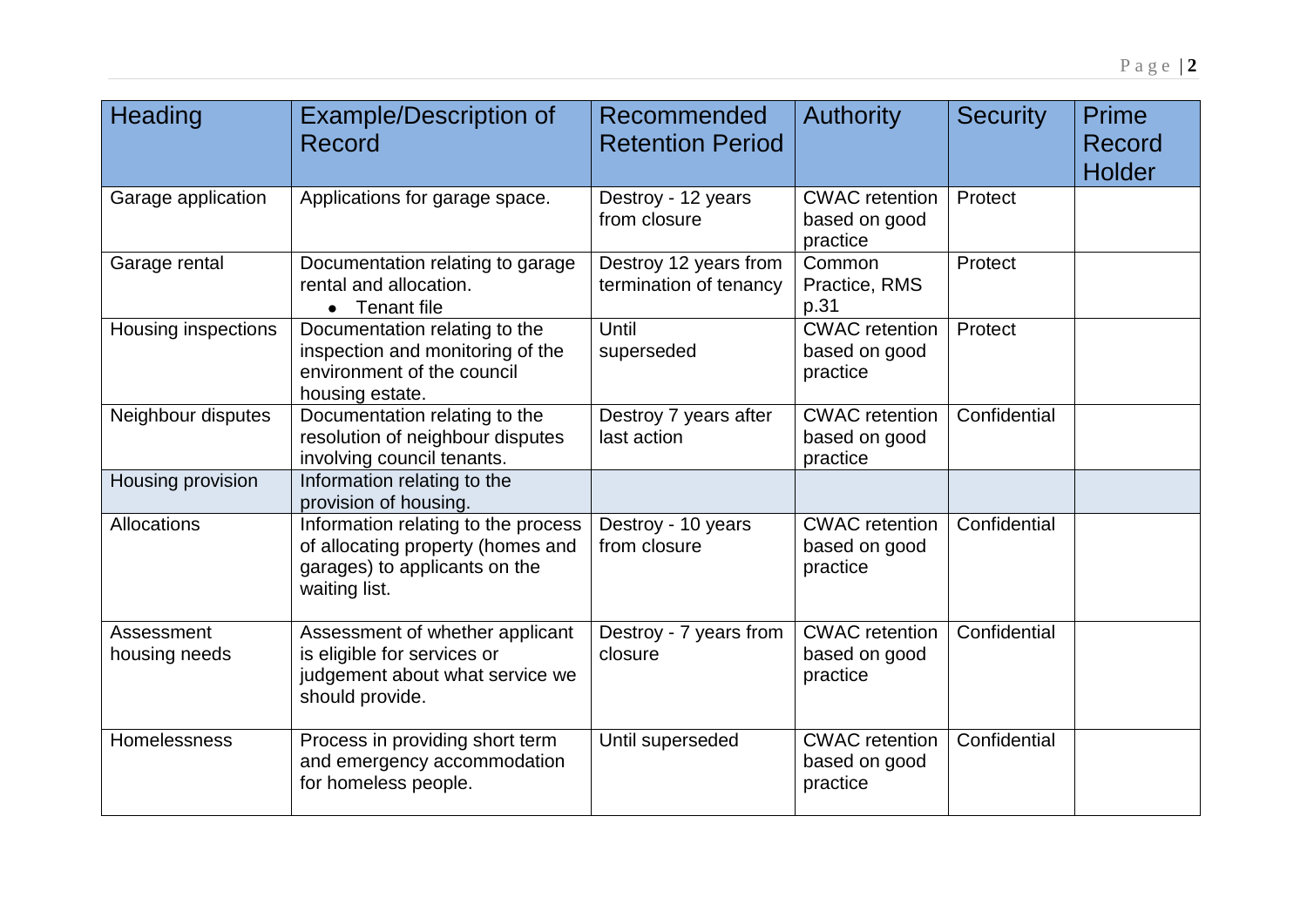| Heading | Example/Description of Record | Recommended Retention Period | Authority | Security | Prime Record Holder |
|---|---|---|---|---|---|
| Garage application | Applications for garage space. | Destroy - 12 years from closure | CWAC retention based on good practice | Protect | |
| Garage rental | Documentation relating to garage rental and allocation. <br>• Tenant file | Destroy 12 years from termination of tenancy | Common Practice, RMS p.31 | Protect | |
| Housing inspections | Documentation relating to the inspection and monitoring of the environment of the council housing estate. | Until superseded | CWAC retention based on good practice | Protect | |
| Neighbour disputes | Documentation relating to the resolution of neighbour disputes involving council tenants. | Destroy 7 years after last action | CWAC retention based on good practice | Confidential | |
| Housing provision | Information relating to the provision of housing. | | | | |
| Allocations | Information relating to the process of allocating property (homes and garages) to applicants on the waiting list. | Destroy - 10 years from closure | CWAC retention based on good practice | Confidential | |
| Assessment housing needs | Assessment of whether applicant is eligible for services or judgement about what service we should provide. | Destroy - 7 years from closure | CWAC retention based on good practice | Confidential | |
| Homelessness | Process in providing short term and emergency accommodation for homeless people. | Until superseded | CWAC retention based on good practice | Confidential | |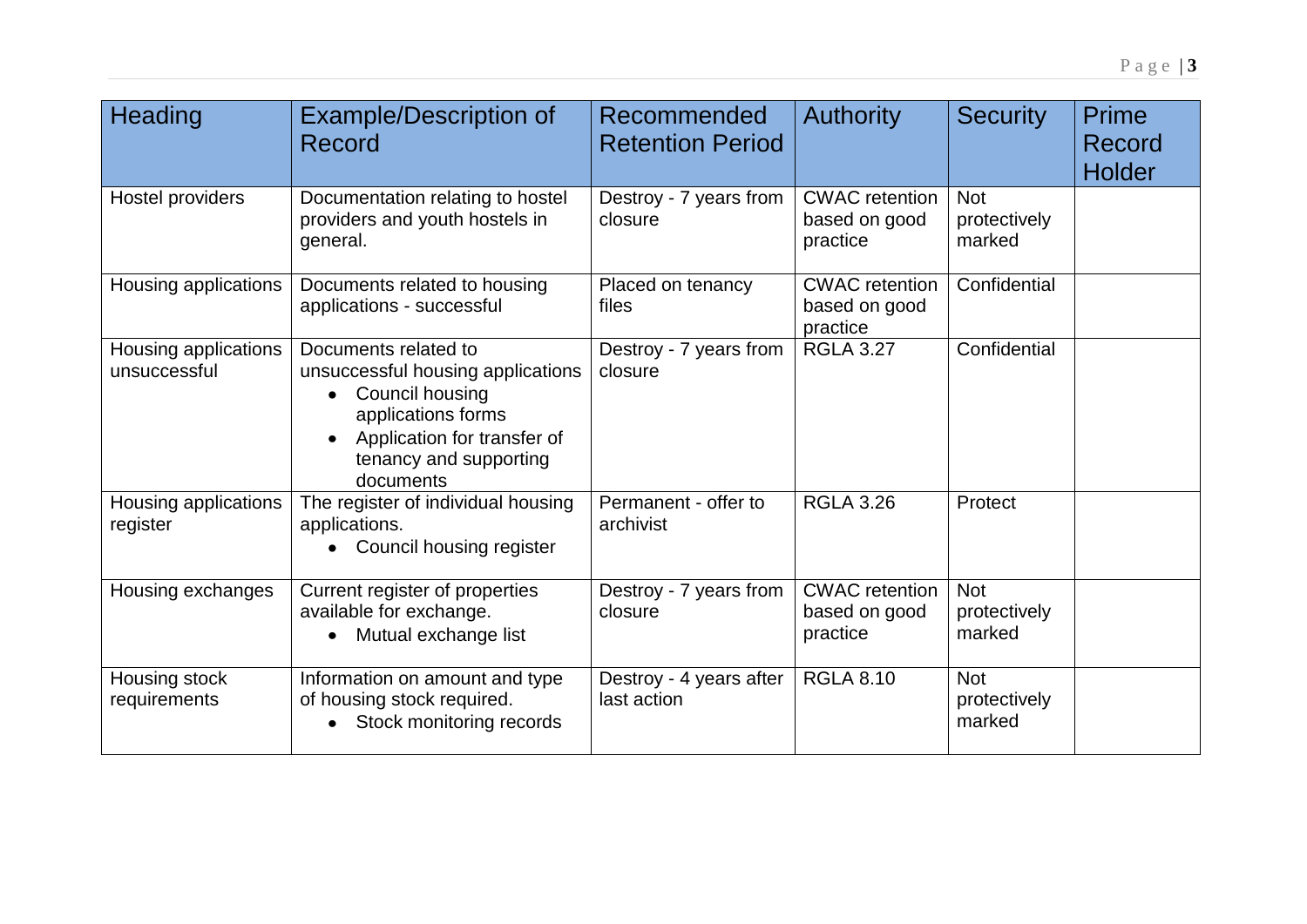| Heading | Example/Description of Record | Recommended Retention Period | Authority | Security | Prime Record Holder |
|---|---|---|---|---|---|
| Hostel providers | Documentation relating to hostel providers and youth hostels in general. | Destroy - 7 years from closure | CWAC retention based on good practice | Not protectively marked | |
| Housing applications | Documents related to housing applications - successful | Placed on tenancy files | CWAC retention based on good practice | Confidential | |
| Housing applications unsuccessful | Documents related to unsuccessful housing applications<br>• Council housing applications forms<br>• Application for transfer of tenancy and supporting documents | Destroy - 7 years from closure | RGLA 3.27 | Confidential | |
| Housing applications register | The register of individual housing applications.<br>• Council housing register | Permanent - offer to archivist | RGLA 3.26 | Protect | |
| Housing exchanges | Current register of properties available for exchange.<br>• Mutual exchange list | Destroy - 7 years from closure | CWAC retention based on good practice | Not protectively marked | |
| Housing stock requirements | Information on amount and type of housing stock required.<br>• Stock monitoring records | Destroy - 4 years after last action | RGLA 8.10 | Not protectively marked | |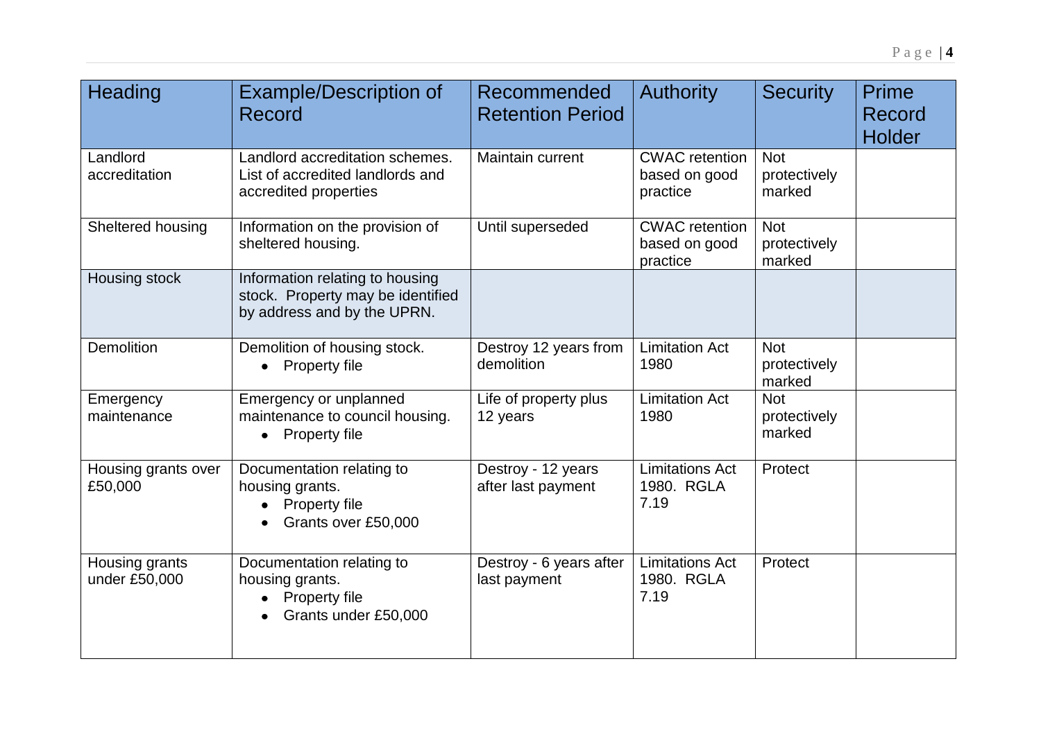| Heading | Example/Description of Record | Recommended Retention Period | Authority | Security | Prime Record Holder |
|---|---|---|---|---|---|
| Landlord accreditation | Landlord accreditation schemes. List of accredited landlords and accredited properties | Maintain current | CWAC retention based on good practice | Not protectively marked | |
| Sheltered housing | Information on the provision of sheltered housing. | Until superseded | CWAC retention based on good practice | Not protectively marked | |
| Housing stock | Information relating to housing stock. Property may be identified by address and by the UPRN. | | | | |
| Demolition | Demolition of housing stock.<br>• Property file | Destroy 12 years from demolition | Limitation Act 1980 | Not protectively marked | |
| Emergency maintenance | Emergency or unplanned maintenance to council housing.<br>• Property file | Life of property plus 12 years | Limitation Act 1980 | Not protectively marked | |
| Housing grants over £50,000 | Documentation relating to housing grants.<br>• Property file<br>• Grants over £50,000 | Destroy - 12 years after last payment | Limitations Act 1980. RGLA 7.19 | Protect | |
| Housing grants under £50,000 | Documentation relating to housing grants.<br>• Property file<br>• Grants under £50,000 | Destroy - 6 years after last payment | Limitations Act 1980. RGLA 7.19 | Protect | |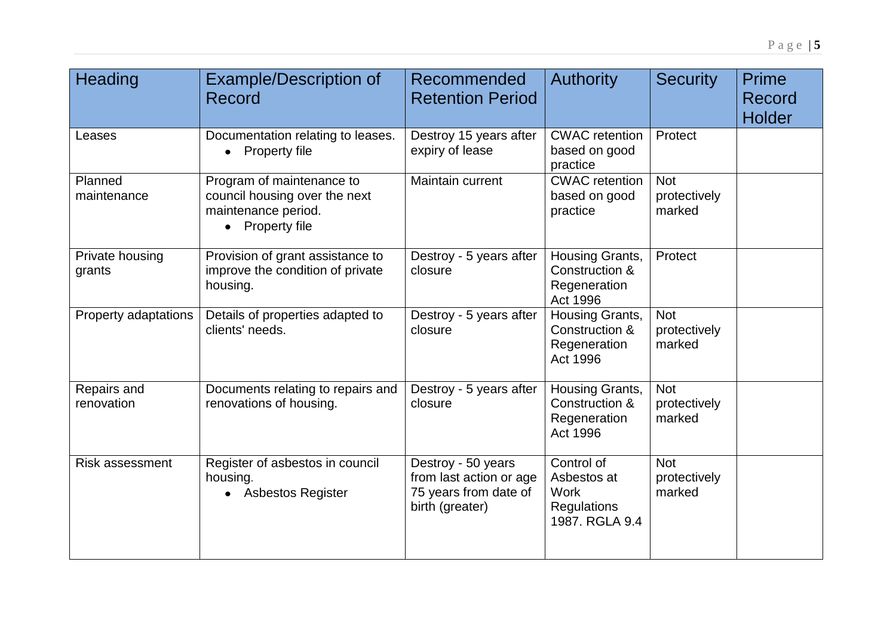| Heading | Example/Description of Record | Recommended Retention Period | Authority | Security | Prime Record Holder |
|---|---|---|---|---|---|
| Leases | Documentation relating to leases. • Property file | Destroy 15 years after expiry of lease | CWAC retention based on good practice | Protect | |
| Planned maintenance | Program of maintenance to council housing over the next maintenance period. • Property file | Maintain current | CWAC retention based on good practice | Not protectively marked | |
| Private housing grants | Provision of grant assistance to improve the condition of private housing. | Destroy - 5 years after closure | Housing Grants, Construction & Regeneration Act 1996 | Protect | |
| Property adaptations | Details of properties adapted to clients' needs. | Destroy - 5 years after closure | Housing Grants, Construction & Regeneration Act 1996 | Not protectively marked | |
| Repairs and renovation | Documents relating to repairs and renovations of housing. | Destroy - 5 years after closure | Housing Grants, Construction & Regeneration Act 1996 | Not protectively marked | |
| Risk assessment | Register of asbestos in council housing. • Asbestos Register | Destroy - 50 years from last action or age 75 years from date of birth (greater) | Control of Asbestos at Work Regulations 1987. RGLA 9.4 | Not protectively marked | |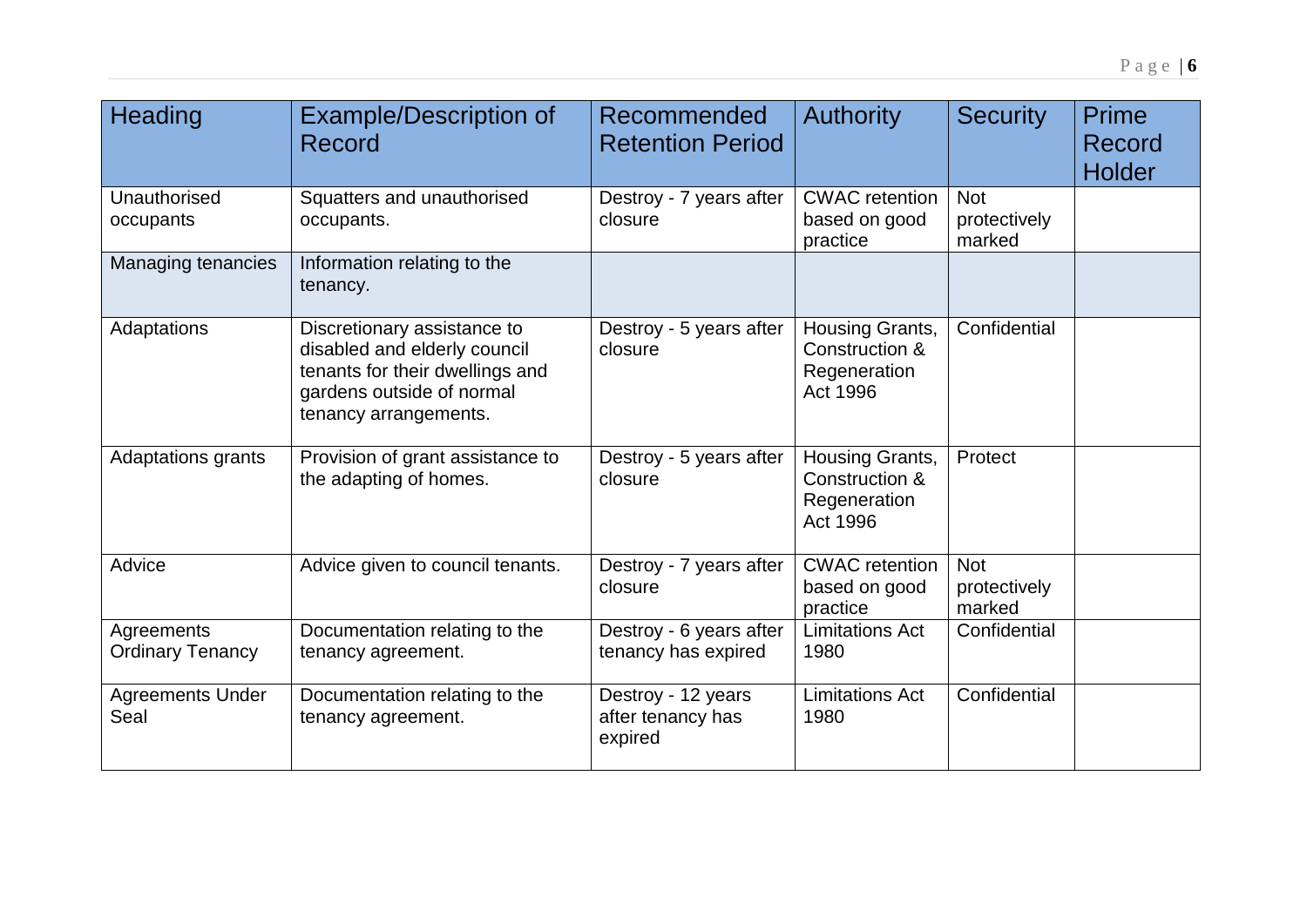| Heading | Example/Description of Record | Recommended Retention Period | Authority | Security | Prime Record Holder |
|---|---|---|---|---|---|
| Unauthorised occupants | Squatters and unauthorised occupants. | Destroy - 7 years after closure | CWAC retention based on good practice | Not protectively marked | |
| Managing tenancies | Information relating to the tenancy. | | | | |
| Adaptations | Discretionary assistance to disabled and elderly council tenants for their dwellings and gardens outside of normal tenancy arrangements. | Destroy - 5 years after closure | Housing Grants, Construction & Regeneration Act 1996 | Confidential | |
| Adaptations grants | Provision of grant assistance to the adapting of homes. | Destroy - 5 years after closure | Housing Grants, Construction & Regeneration Act 1996 | Protect | |
| Advice | Advice given to council tenants. | Destroy - 7 years after closure | CWAC retention based on good practice | Not protectively marked | |
| Agreements Ordinary Tenancy | Documentation relating to the tenancy agreement. | Destroy - 6 years after tenancy has expired | Limitations Act 1980 | Confidential | |
| Agreements Under Seal | Documentation relating to the tenancy agreement. | Destroy - 12 years after tenancy has expired | Limitations Act 1980 | Confidential | |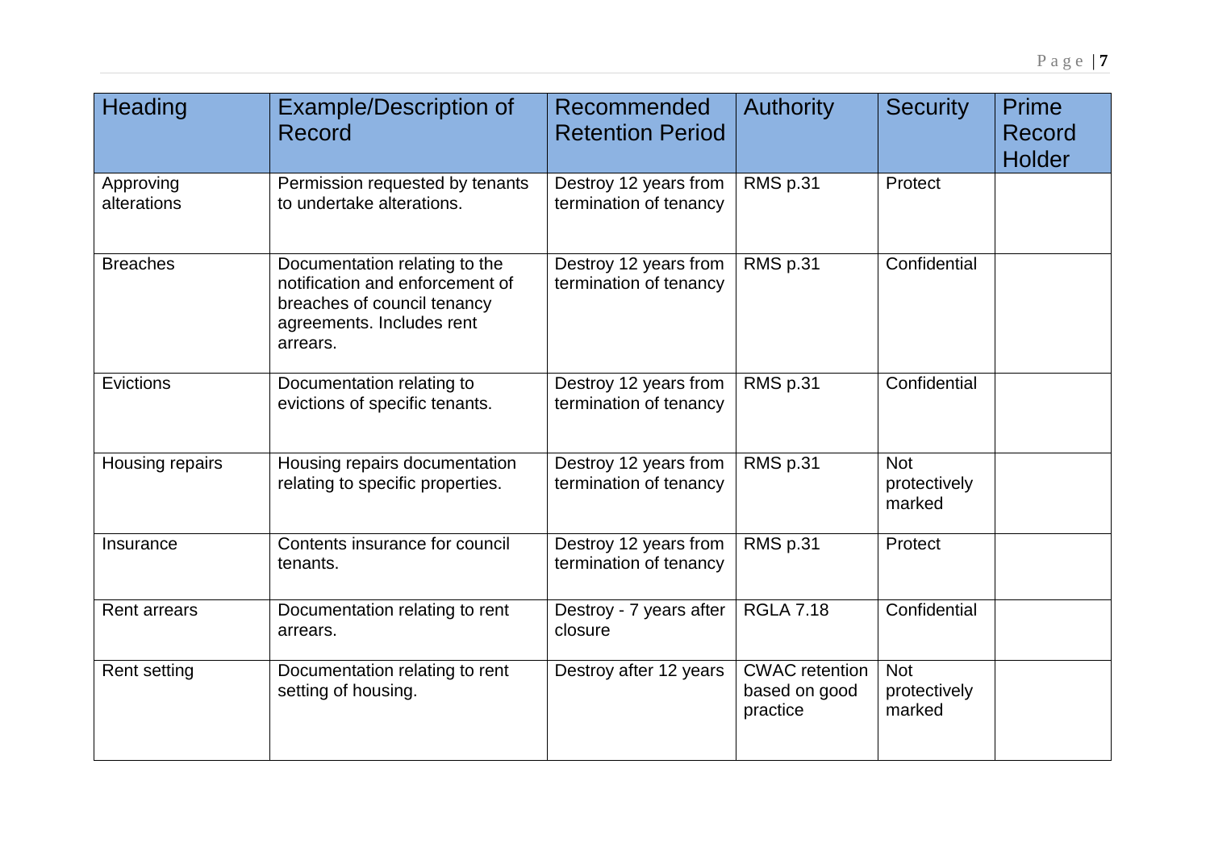| Heading | Example/Description of Record | Recommended Retention Period | Authority | Security | Prime Record Holder |
|---|---|---|---|---|---|
| Approving alterations | Permission requested by tenants to undertake alterations. | Destroy 12 years from termination of tenancy | RMS p.31 | Protect | |
| Breaches | Documentation relating to the notification and enforcement of breaches of council tenancy agreements. Includes rent arrears. | Destroy 12 years from termination of tenancy | RMS p.31 | Confidential | |
| Evictions | Documentation relating to evictions of specific tenants. | Destroy 12 years from termination of tenancy | RMS p.31 | Confidential | |
| Housing repairs | Housing repairs documentation relating to specific properties. | Destroy 12 years from termination of tenancy | RMS p.31 | Not protectively marked | |
| Insurance | Contents insurance for council tenants. | Destroy 12 years from termination of tenancy | RMS p.31 | Protect | |
| Rent arrears | Documentation relating to rent arrears. | Destroy - 7 years after closure | RGLA 7.18 | Confidential | |
| Rent setting | Documentation relating to rent setting of housing. | Destroy after 12 years | CWAC retention based on good practice | Not protectively marked | |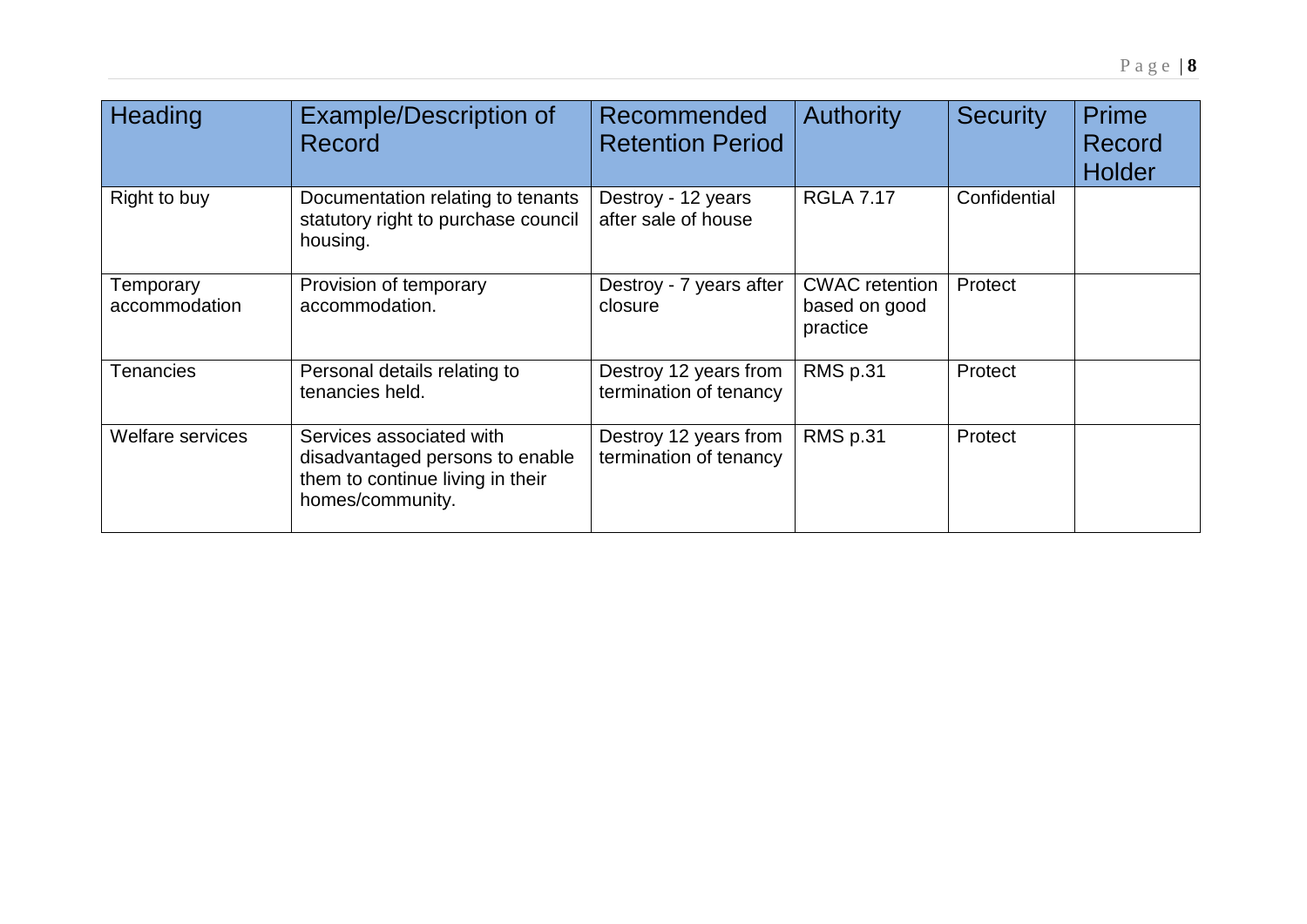| Heading | Example/Description of Record | Recommended Retention Period | Authority | Security | Prime Record Holder |
|---|---|---|---|---|---|
| Right to buy | Documentation relating to tenants statutory right to purchase council housing. | Destroy - 12 years after sale of house | RGLA 7.17 | Confidential | |
| Temporary accommodation | Provision of temporary accommodation. | Destroy - 7 years after closure | CWAC retention based on good practice | Protect | |
| Tenancies | Personal details relating to tenancies held. | Destroy 12 years from termination of tenancy | RMS p.31 | Protect | |
| Welfare services | Services associated with disadvantaged persons to enable them to continue living in their homes/community. | Destroy 12 years from termination of tenancy | RMS p.31 | Protect | |